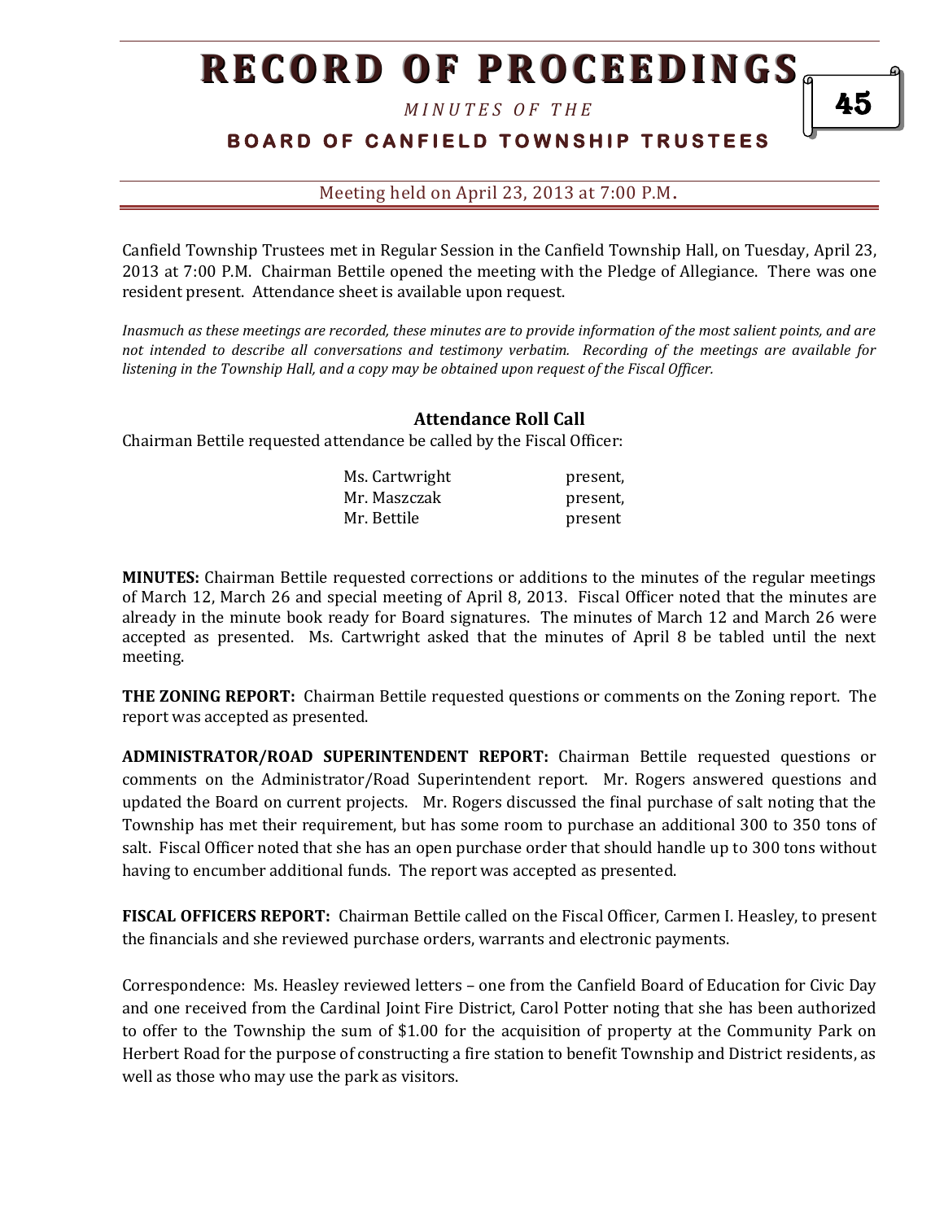# RECORD OF PROCEEDINGS

*MINUTES OF THE*

**BOARD OF CANFIELD TOWNSHIP TRUSTEES**

Meeting held on April 23, 2013 at 7:00 P.M.

Canfield Township Trustees met in Regular Session in the Canfield Township Hall, on Tuesday, April 23, 2013 at 7:00 P.M. Chairman Bettile opened the meeting with the Pledge of Allegiance. There was one resident present. Attendance sheet is available upon request.

*Inasmuch as these meetings are recorded, these minutes are to provide information of the most salient points, and are not intended to describe all conversations and testimony verbatim. Recording of the meetings are available for listening in the Township Hall, and a copy may be obtained upon request of the Fiscal Officer.*

## Attendance Roll Call

Chairman Bettile requested attendance be called by the Fiscal Officer:

| | |
|---|---|
| Ms. Cartwright | present, |
| Mr. Maszczak | present, |
| Mr. Bettile | present |

**MINUTES:** Chairman Bettile requested corrections or additions to the minutes of the regular meetings of March 12, March 26 and special meeting of April 8, 2013. Fiscal Officer noted that the minutes are already in the minute book ready for Board signatures. The minutes of March 12 and March 26 were accepted as presented. Ms. Cartwright asked that the minutes of April 8 be tabled until the next meeting.

**THE ZONING REPORT:** Chairman Bettile requested questions or comments on the Zoning report. The report was accepted as presented.

**ADMINISTRATOR/ROAD SUPERINTENDENT REPORT:** Chairman Bettile requested questions or comments on the Administrator/Road Superintendent report. Mr. Rogers answered questions and updated the Board on current projects. Mr. Rogers discussed the final purchase of salt noting that the Township has met their requirement, but has some room to purchase an additional 300 to 350 tons of salt. Fiscal Officer noted that she has an open purchase order that should handle up to 300 tons without having to encumber additional funds. The report was accepted as presented.

**FISCAL OFFICERS REPORT:** Chairman Bettile called on the Fiscal Officer, Carmen I. Heasley, to present the financials and she reviewed purchase orders, warrants and electronic payments.

Correspondence: Ms. Heasley reviewed letters – one from the Canfield Board of Education for Civic Day and one received from the Cardinal Joint Fire District, Carol Potter noting that she has been authorized to offer to the Township the sum of $1.00 for the acquisition of property at the Community Park on Herbert Road for the purpose of constructing a fire station to benefit Township and District residents, as well as those who may use the park as visitors.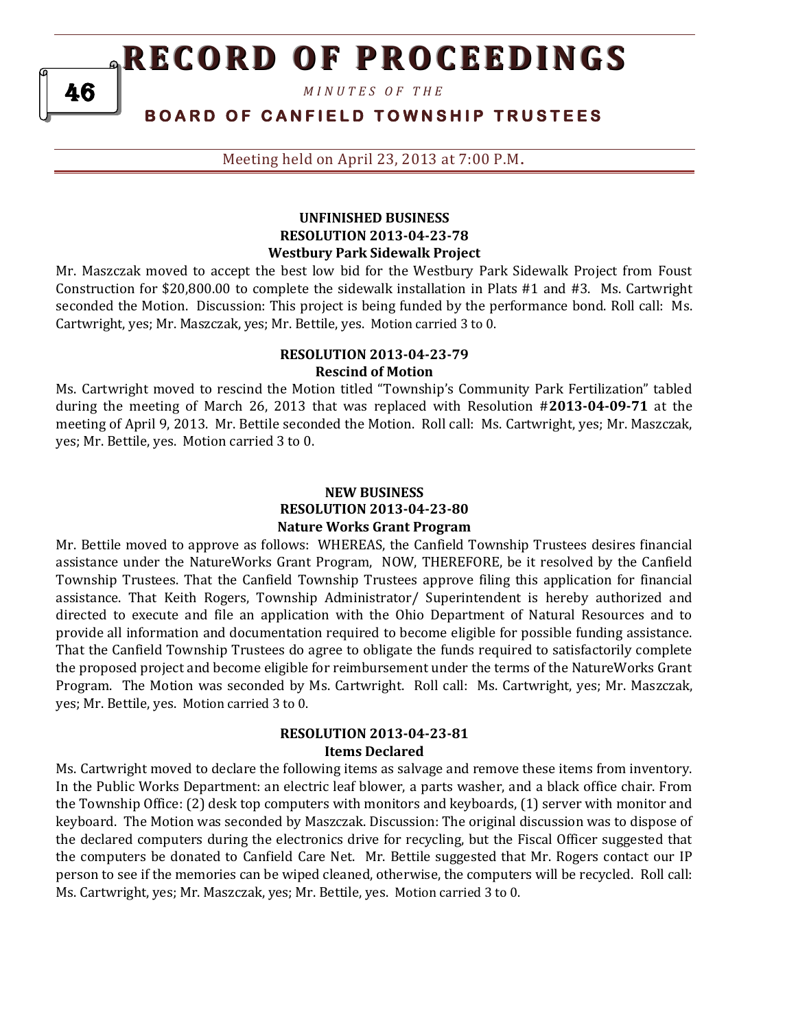Meeting held on April 23, 2013 at 7:00 P.M.

**UNFINISHED BUSINESS**
**RESOLUTION 2013-04-23-78**
**Westbury Park Sidewalk Project**

Mr. Maszczak moved to accept the best low bid for the Westbury Park Sidewalk Project from Foust Construction for $20,800.00 to complete the sidewalk installation in Plats #1 and #3. Ms. Cartwright seconded the Motion. Discussion: This project is being funded by the performance bond. Roll call: Ms. Cartwright, yes; Mr. Maszczak, yes; Mr. Bettile, yes. Motion carried 3 to 0.

**RESOLUTION 2013-04-23-79**
**Rescind of Motion**

Ms. Cartwright moved to rescind the Motion titled "Township's Community Park Fertilization" tabled during the meeting of March 26, 2013 that was replaced with Resolution #**2013-04-09-71** at the meeting of April 9, 2013. Mr. Bettile seconded the Motion. Roll call: Ms. Cartwright, yes; Mr. Maszczak, yes; Mr. Bettile, yes. Motion carried 3 to 0.

**NEW BUSINESS**
**RESOLUTION 2013-04-23-80**
**Nature Works Grant Program**

Mr. Bettile moved to approve as follows: WHEREAS, the Canfield Township Trustees desires financial assistance under the NatureWorks Grant Program, NOW, THEREFORE, be it resolved by the Canfield Township Trustees. That the Canfield Township Trustees approve filing this application for financial assistance. That Keith Rogers, Township Administrator/ Superintendent is hereby authorized and directed to execute and file an application with the Ohio Department of Natural Resources and to provide all information and documentation required to become eligible for possible funding assistance. That the Canfield Township Trustees do agree to obligate the funds required to satisfactorily complete the proposed project and become eligible for reimbursement under the terms of the NatureWorks Grant Program. The Motion was seconded by Ms. Cartwright. Roll call: Ms. Cartwright, yes; Mr. Maszczak, yes; Mr. Bettile, yes. Motion carried 3 to 0.

**RESOLUTION 2013-04-23-81**
**Items Declared**

Ms. Cartwright moved to declare the following items as salvage and remove these items from inventory. In the Public Works Department: an electric leaf blower, a parts washer, and a black office chair. From the Township Office: (2) desk top computers with monitors and keyboards, (1) server with monitor and keyboard. The Motion was seconded by Maszczak. Discussion: The original discussion was to dispose of the declared computers during the electronics drive for recycling, but the Fiscal Officer suggested that the computers be donated to Canfield Care Net. Mr. Bettile suggested that Mr. Rogers contact our IP person to see if the memories can be wiped cleaned, otherwise, the computers will be recycled. Roll call: Ms. Cartwright, yes; Mr. Maszczak, yes; Mr. Bettile, yes. Motion carried 3 to 0.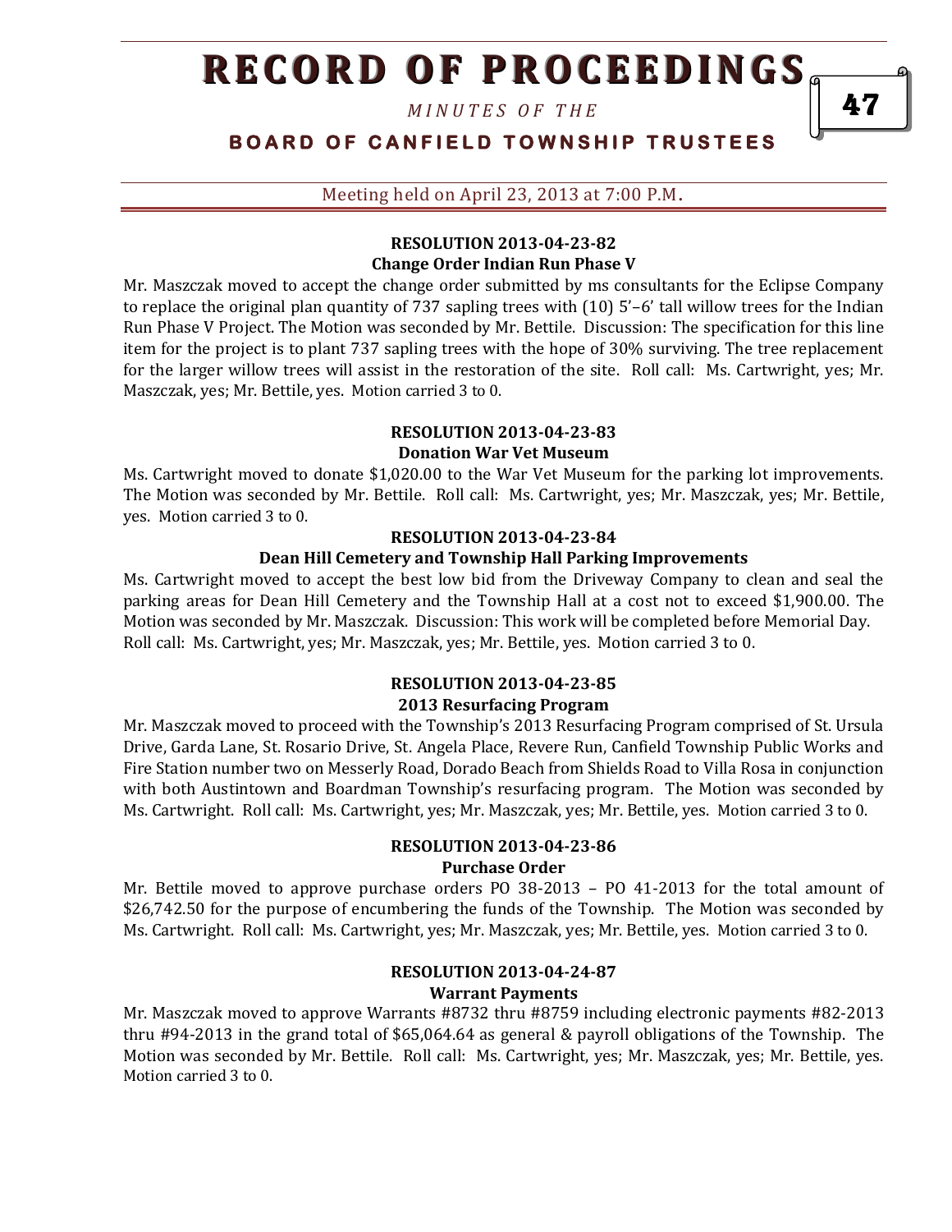### RESOLUTION 2013-04-23-82
### Change Order Indian Run Phase V

Mr. Maszczak moved to accept the change order submitted by ms consultants for the Eclipse Company to replace the original plan quantity of 737 sapling trees with (10) 5'–6' tall willow trees for the Indian Run Phase V Project. The Motion was seconded by Mr. Bettile. Discussion: The specification for this line item for the project is to plant 737 sapling trees with the hope of 30% surviving. The tree replacement for the larger willow trees will assist in the restoration of the site. Roll call: Ms. Cartwright, yes; Mr. Maszczak, yes; Mr. Bettile, yes. Motion carried 3 to 0.

### RESOLUTION 2013-04-23-83
### Donation War Vet Museum

Ms. Cartwright moved to donate $1,020.00 to the War Vet Museum for the parking lot improvements. The Motion was seconded by Mr. Bettile. Roll call: Ms. Cartwright, yes; Mr. Maszczak, yes; Mr. Bettile, yes. Motion carried 3 to 0.

### RESOLUTION 2013-04-23-84
### Dean Hill Cemetery and Township Hall Parking Improvements

Ms. Cartwright moved to accept the best low bid from the Driveway Company to clean and seal the parking areas for Dean Hill Cemetery and the Township Hall at a cost not to exceed $1,900.00. The Motion was seconded by Mr. Maszczak. Discussion: This work will be completed before Memorial Day. Roll call: Ms. Cartwright, yes; Mr. Maszczak, yes; Mr. Bettile, yes. Motion carried 3 to 0.

### RESOLUTION 2013-04-23-85
### 2013 Resurfacing Program

Mr. Maszczak moved to proceed with the Township's 2013 Resurfacing Program comprised of St. Ursula Drive, Garda Lane, St. Rosario Drive, St. Angela Place, Revere Run, Canfield Township Public Works and Fire Station number two on Messerly Road, Dorado Beach from Shields Road to Villa Rosa in conjunction with both Austintown and Boardman Township's resurfacing program. The Motion was seconded by Ms. Cartwright. Roll call: Ms. Cartwright, yes; Mr. Maszczak, yes; Mr. Bettile, yes. Motion carried 3 to 0.

### RESOLUTION 2013-04-23-86
### Purchase Order

Mr. Bettile moved to approve purchase orders PO 38-2013 – PO 41-2013 for the total amount of $26,742.50 for the purpose of encumbering the funds of the Township. The Motion was seconded by Ms. Cartwright. Roll call: Ms. Cartwright, yes; Mr. Maszczak, yes; Mr. Bettile, yes. Motion carried 3 to 0.

### RESOLUTION 2013-04-24-87
### Warrant Payments

Mr. Maszczak moved to approve Warrants #8732 thru #8759 including electronic payments #82-2013 thru #94-2013 in the grand total of $65,064.64 as general & payroll obligations of the Township. The Motion was seconded by Mr. Bettile. Roll call: Ms. Cartwright, yes; Mr. Maszczak, yes; Mr. Bettile, yes. Motion carried 3 to 0.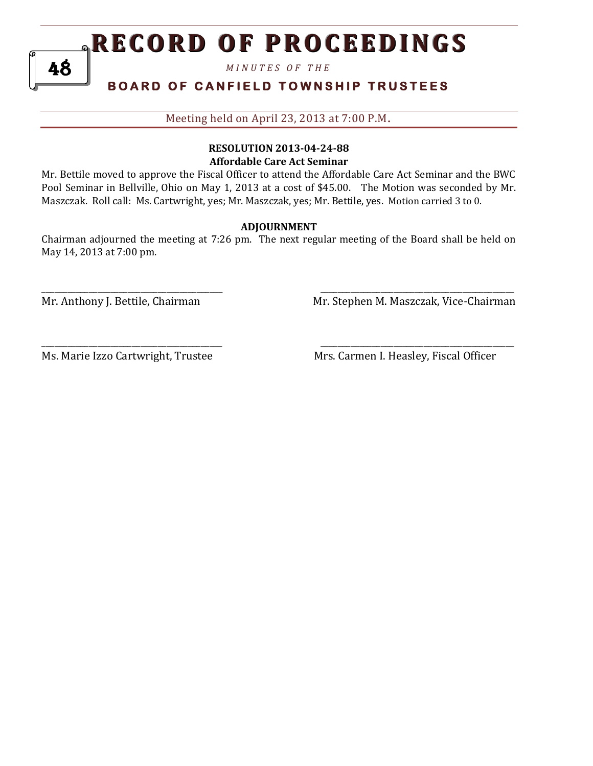**RESOLUTION 2013-04-24-88**
**Affordable Care Act Seminar**

Mr. Bettile moved to approve the Fiscal Officer to attend the Affordable Care Act Seminar and the BWC Pool Seminar in Bellville, Ohio on May 1, 2013 at a cost of $45.00. The Motion was seconded by Mr. Maszczak. Roll call: Ms. Cartwright, yes; Mr. Maszczak, yes; Mr. Bettile, yes. Motion carried 3 to 0.

**ADJOURNMENT**

Chairman adjourned the meeting at 7:26 pm. The next regular meeting of the Board shall be held on May 14, 2013 at 7:00 pm.

______________________________________
Mr. Anthony J. Bettile, Chairman

______________________________________
Mr. Stephen M. Maszczak, Vice-Chairman

______________________________________
Ms. Marie Izzo Cartwright, Trustee

______________________________________
Mrs. Carmen I. Heasley, Fiscal Officer